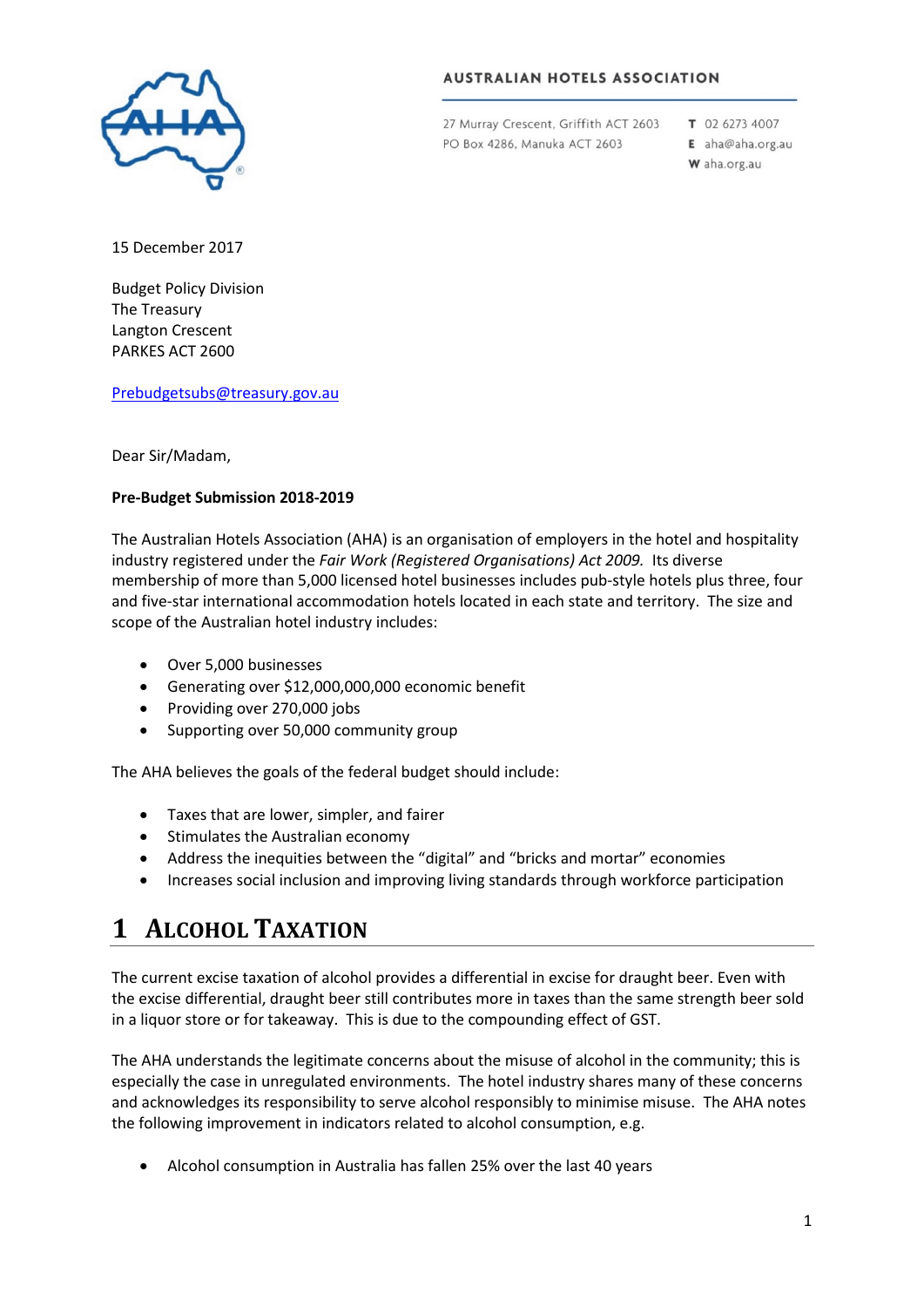**AUSTRALIAN HOTELS ASSOCIATION**

27 Murray Crescent, Griffith ACT 2603
PO Box 4286, Manuka ACT 2603

**T** 02 6273 4007
**E** aha@aha.org.au
**W** aha.org.au

15 December 2017

Budget Policy Division
The Treasury
Langton Crescent
PARKES ACT 2600

Prebudgetsubs@treasury.gov.au

Dear Sir/Madam,

**Pre-Budget Submission 2018-2019**

The Australian Hotels Association (AHA) is an organisation of employers in the hotel and hospitality industry registered under the *Fair Work (Registered Organisations) Act 2009.* Its diverse membership of more than 5,000 licensed hotel businesses includes pub-style hotels plus three, four and five-star international accommodation hotels located in each state and territory. The size and scope of the Australian hotel industry includes:

- Over 5,000 businesses
- Generating over $12,000,000,000 economic benefit
- Providing over 270,000 jobs
- Supporting over 50,000 community group

The AHA believes the goals of the federal budget should include:

- Taxes that are lower, simpler, and fairer
- Stimulates the Australian economy
- Address the inequities between the "digital" and "bricks and mortar" economies
- Increases social inclusion and improving living standards through workforce participation

# 1 Alcohol Taxation

The current excise taxation of alcohol provides a differential in excise for draught beer. Even with the excise differential, draught beer still contributes more in taxes than the same strength beer sold in a liquor store or for takeaway. This is due to the compounding effect of GST.

The AHA understands the legitimate concerns about the misuse of alcohol in the community; this is especially the case in unregulated environments. The hotel industry shares many of these concerns and acknowledges its responsibility to serve alcohol responsibly to minimise misuse. The AHA notes the following improvement in indicators related to alcohol consumption, e.g.

- Alcohol consumption in Australia has fallen 25% over the last 40 years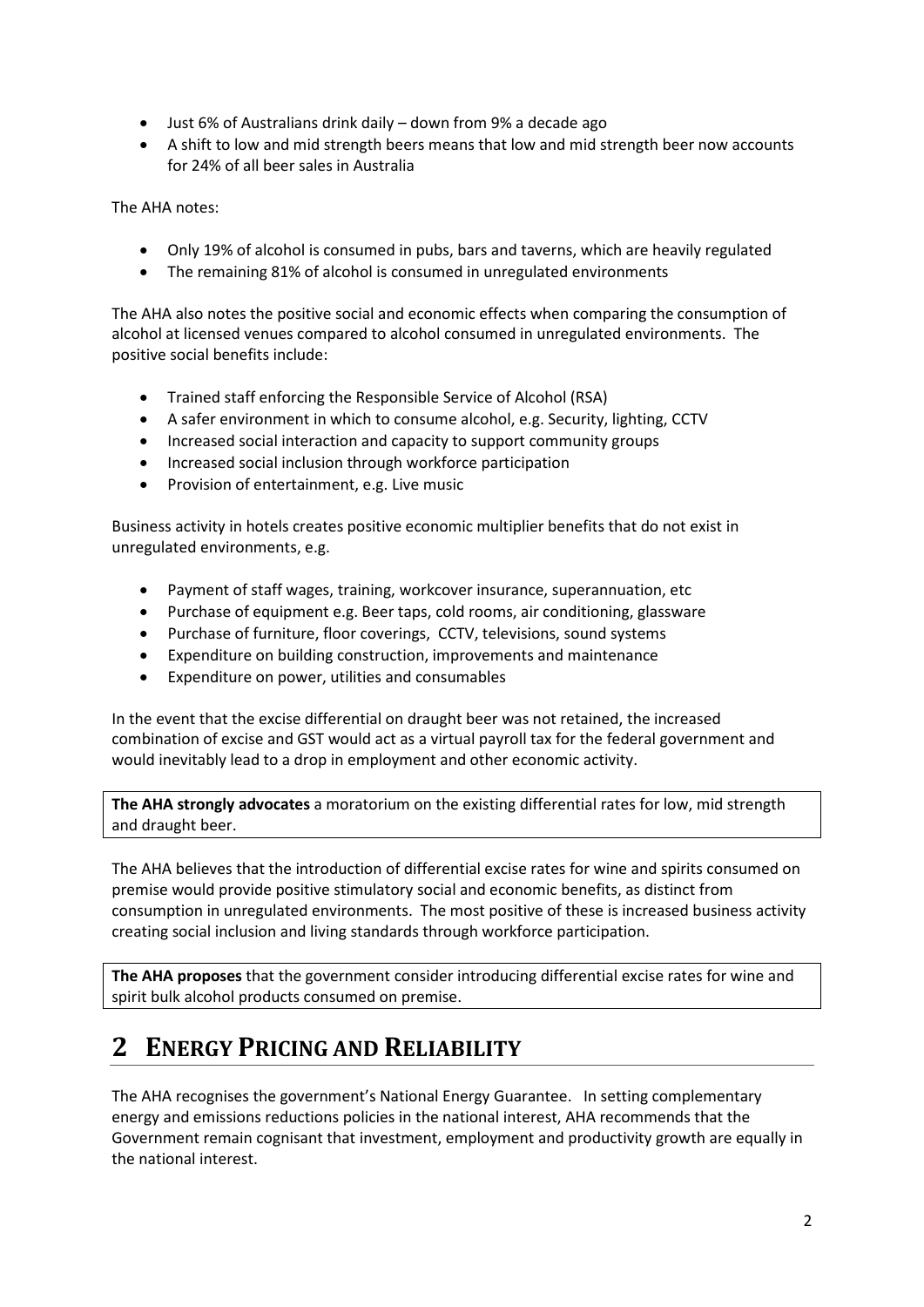- Just 6% of Australians drink daily – down from 9% a decade ago
- A shift to low and mid strength beers means that low and mid strength beer now accounts for 24% of all beer sales in Australia

The AHA notes:

- Only 19% of alcohol is consumed in pubs, bars and taverns, which are heavily regulated
- The remaining 81% of alcohol is consumed in unregulated environments

The AHA also notes the positive social and economic effects when comparing the consumption of alcohol at licensed venues compared to alcohol consumed in unregulated environments. The positive social benefits include:

- Trained staff enforcing the Responsible Service of Alcohol (RSA)
- A safer environment in which to consume alcohol, e.g. Security, lighting, CCTV
- Increased social interaction and capacity to support community groups
- Increased social inclusion through workforce participation
- Provision of entertainment, e.g. Live music

Business activity in hotels creates positive economic multiplier benefits that do not exist in unregulated environments, e.g.

- Payment of staff wages, training, workcover insurance, superannuation, etc
- Purchase of equipment e.g. Beer taps, cold rooms, air conditioning, glassware
- Purchase of furniture, floor coverings, CCTV, televisions, sound systems
- Expenditure on building construction, improvements and maintenance
- Expenditure on power, utilities and consumables

In the event that the excise differential on draught beer was not retained, the increased combination of excise and GST would act as a virtual payroll tax for the federal government and would inevitably lead to a drop in employment and other economic activity.

**The AHA strongly advocates** a moratorium on the existing differential rates for low, mid strength and draught beer.

The AHA believes that the introduction of differential excise rates for wine and spirits consumed on premise would provide positive stimulatory social and economic benefits, as distinct from consumption in unregulated environments. The most positive of these is increased business activity creating social inclusion and living standards through workforce participation.

**The AHA proposes** that the government consider introducing differential excise rates for wine and spirit bulk alcohol products consumed on premise.

# 2 Energy Pricing and Reliability

The AHA recognises the government's National Energy Guarantee. In setting complementary energy and emissions reductions policies in the national interest, AHA recommends that the Government remain cognisant that investment, employment and productivity growth are equally in the national interest.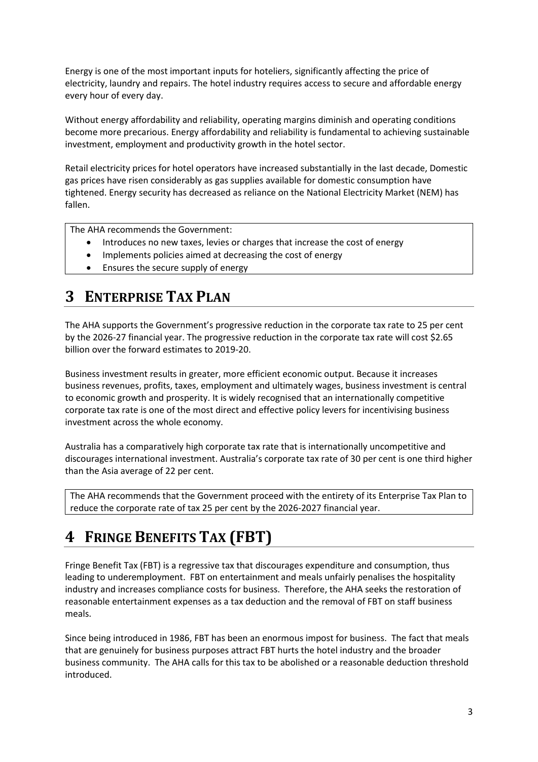Energy is one of the most important inputs for hoteliers, significantly affecting the price of electricity, laundry and repairs. The hotel industry requires access to secure and affordable energy every hour of every day.

Without energy affordability and reliability, operating margins diminish and operating conditions become more precarious. Energy affordability and reliability is fundamental to achieving sustainable investment, employment and productivity growth in the hotel sector.

Retail electricity prices for hotel operators have increased substantially in the last decade, Domestic gas prices have risen considerably as gas supplies available for domestic consumption have tightened. Energy security has decreased as reliance on the National Electricity Market (NEM) has fallen.

> The AHA recommends the Government:
>
> - Introduces no new taxes, levies or charges that increase the cost of energy
> - Implements policies aimed at decreasing the cost of energy
> - Ensures the secure supply of energy

# 3 Enterprise Tax Plan

The AHA supports the Government's progressive reduction in the corporate tax rate to 25 per cent by the 2026-27 financial year. The progressive reduction in the corporate tax rate will cost $2.65 billion over the forward estimates to 2019-20.

Business investment results in greater, more efficient economic output. Because it increases business revenues, profits, taxes, employment and ultimately wages, business investment is central to economic growth and prosperity. It is widely recognised that an internationally competitive corporate tax rate is one of the most direct and effective policy levers for incentivising business investment across the whole economy.

Australia has a comparatively high corporate tax rate that is internationally uncompetitive and discourages international investment. Australia's corporate tax rate of 30 per cent is one third higher than the Asia average of 22 per cent.

> The AHA recommends that the Government proceed with the entirety of its Enterprise Tax Plan to reduce the corporate rate of tax 25 per cent by the 2026-2027 financial year.

# 4 Fringe Benefits Tax (FBT)

Fringe Benefit Tax (FBT) is a regressive tax that discourages expenditure and consumption, thus leading to underemployment. FBT on entertainment and meals unfairly penalises the hospitality industry and increases compliance costs for business. Therefore, the AHA seeks the restoration of reasonable entertainment expenses as a tax deduction and the removal of FBT on staff business meals.

Since being introduced in 1986, FBT has been an enormous impost for business. The fact that meals that are genuinely for business purposes attract FBT hurts the hotel industry and the broader business community. The AHA calls for this tax to be abolished or a reasonable deduction threshold introduced.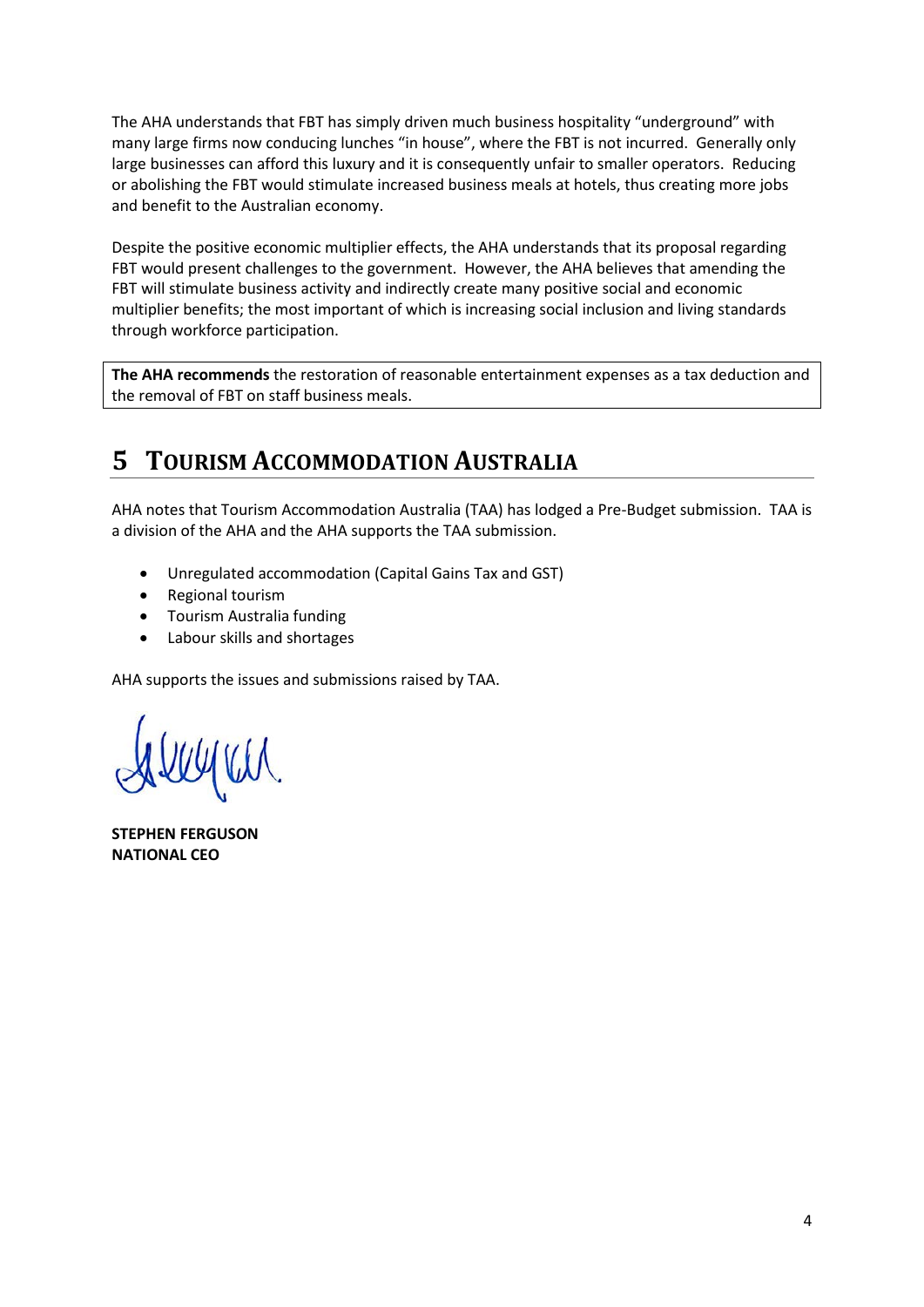The AHA understands that FBT has simply driven much business hospitality "underground" with many large firms now conducing lunches "in house", where the FBT is not incurred. Generally only large businesses can afford this luxury and it is consequently unfair to smaller operators. Reducing or abolishing the FBT would stimulate increased business meals at hotels, thus creating more jobs and benefit to the Australian economy.

Despite the positive economic multiplier effects, the AHA understands that its proposal regarding FBT would present challenges to the government. However, the AHA believes that amending the FBT will stimulate business activity and indirectly create many positive social and economic multiplier benefits; the most important of which is increasing social inclusion and living standards through workforce participation.

**The AHA recommends** the restoration of reasonable entertainment expenses as a tax deduction and the removal of FBT on staff business meals.

## 5 Tourism Accommodation Australia

AHA notes that Tourism Accommodation Australia (TAA) has lodged a Pre-Budget submission. TAA is a division of the AHA and the AHA supports the TAA submission.

- Unregulated accommodation (Capital Gains Tax and GST)
- Regional tourism
- Tourism Australia funding
- Labour skills and shortages

AHA supports the issues and submissions raised by TAA.

**STEPHEN FERGUSON**
**NATIONAL CEO**